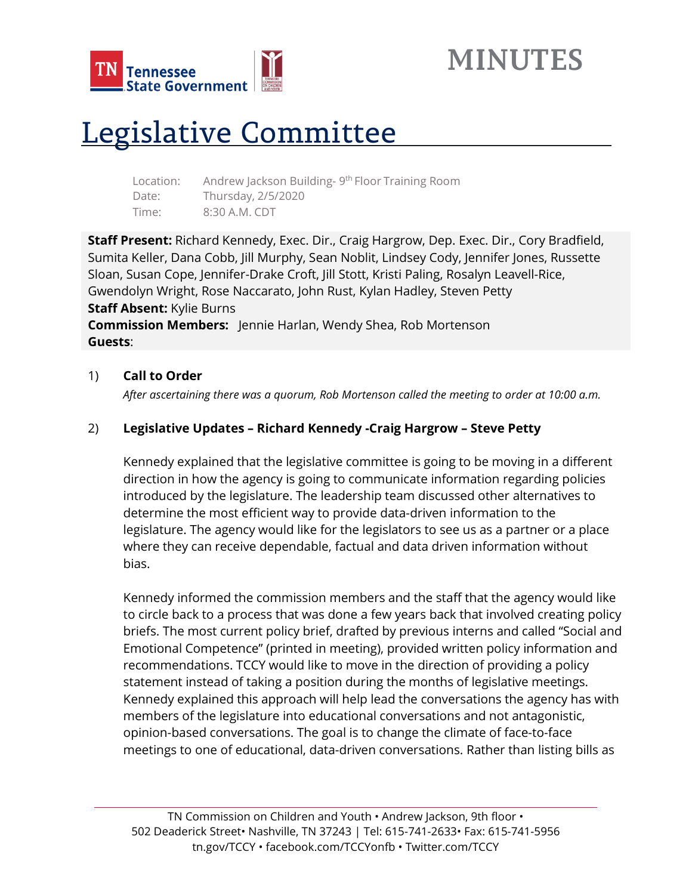# MINUTES

# Legislative Committee

Location: Andrew Jackson Building- 9th Floor Training Room
Date: Thursday, 2/5/2020
Time: 8:30 A.M. CDT

**Staff Present:** Richard Kennedy, Exec. Dir., Craig Hargrow, Dep. Exec. Dir., Cory Bradfield, Sumita Keller, Dana Cobb, Jill Murphy, Sean Noblit, Lindsey Cody, Jennifer Jones, Russette Sloan, Susan Cope, Jennifer-Drake Croft, Jill Stott, Kristi Paling, Rosalyn Leavell-Rice, Gwendolyn Wright, Rose Naccarato, John Rust, Kylan Hadley, Steven Petty
**Staff Absent:** Kylie Burns
**Commission Members:** Jennie Harlan, Wendy Shea, Rob Mortenson
**Guests**:

1) **Call to Order**

*After ascertaining there was a quorum, Rob Mortenson called the meeting to order at 10:00 a.m.*

2) **Legislative Updates – Richard Kennedy -Craig Hargrow – Steve Petty**

Kennedy explained that the legislative committee is going to be moving in a different direction in how the agency is going to communicate information regarding policies introduced by the legislature. The leadership team discussed other alternatives to determine the most efficient way to provide data-driven information to the legislature. The agency would like for the legislators to see us as a partner or a place where they can receive dependable, factual and data driven information without bias.

Kennedy informed the commission members and the staff that the agency would like to circle back to a process that was done a few years back that involved creating policy briefs. The most current policy brief, drafted by previous interns and called "Social and Emotional Competence" (printed in meeting), provided written policy information and recommendations. TCCY would like to move in the direction of providing a policy statement instead of taking a position during the months of legislative meetings. Kennedy explained this approach will help lead the conversations the agency has with members of the legislature into educational conversations and not antagonistic, opinion-based conversations. The goal is to change the climate of face-to-face meetings to one of educational, data-driven conversations. Rather than listing bills as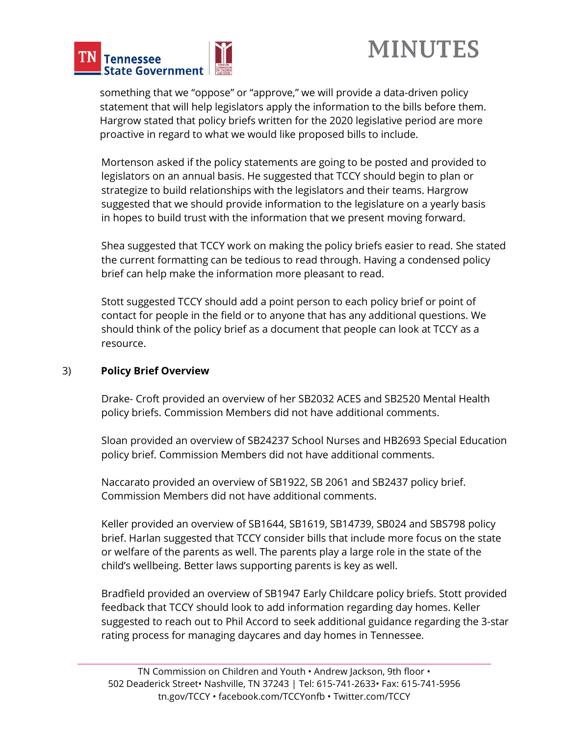something that we "oppose" or "approve," we will provide a data-driven policy statement that will help legislators apply the information to the bills before them. Hargrow stated that policy briefs written for the 2020 legislative period are more proactive in regard to what we would like proposed bills to include.

Mortenson asked if the policy statements are going to be posted and provided to legislators on an annual basis. He suggested that TCCY should begin to plan or strategize to build relationships with the legislators and their teams. Hargrow suggested that we should provide information to the legislature on a yearly basis in hopes to build trust with the information that we present moving forward.

Shea suggested that TCCY work on making the policy briefs easier to read. She stated the current formatting can be tedious to read through. Having a condensed policy brief can help make the information more pleasant to read.

Stott suggested TCCY should add a point person to each policy brief or point of contact for people in the field or to anyone that has any additional questions. We should think of the policy brief as a document that people can look at TCCY as a resource.

3) **Policy Brief Overview**

Drake- Croft provided an overview of her SB2032 ACES and SB2520 Mental Health policy briefs. Commission Members did not have additional comments.

Sloan provided an overview of SB24237 School Nurses and HB2693 Special Education policy brief. Commission Members did not have additional comments.

Naccarato provided an overview of SB1922, SB 2061 and SB2437 policy brief. Commission Members did not have additional comments.

Keller provided an overview of SB1644, SB1619, SB14739, SB024 and SBS798 policy brief. Harlan suggested that TCCY consider bills that include more focus on the state or welfare of the parents as well. The parents play a large role in the state of the child's wellbeing. Better laws supporting parents is key as well.

Bradfield provided an overview of SB1947 Early Childcare policy briefs. Stott provided feedback that TCCY should look to add information regarding day homes. Keller suggested to reach out to Phil Accord to seek additional guidance regarding the 3-star rating process for managing daycares and day homes in Tennessee.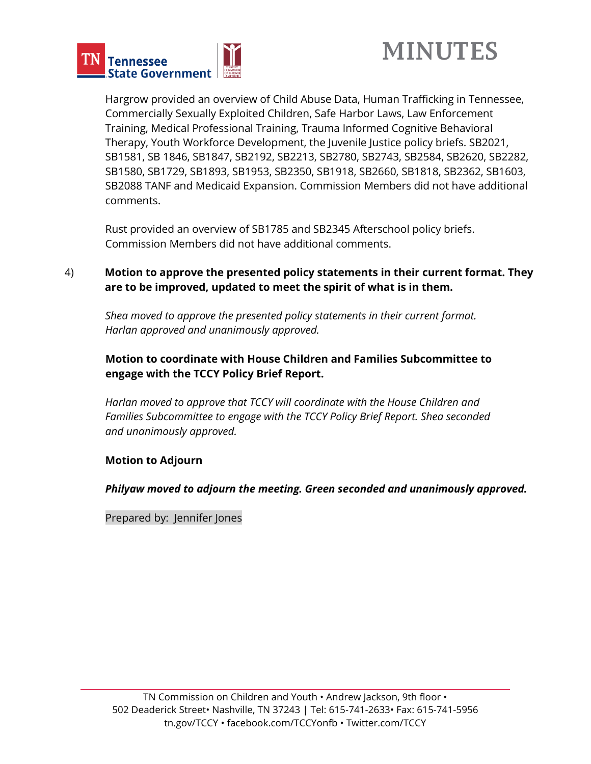Hargrow provided an overview of Child Abuse Data, Human Trafficking in Tennessee, Commercially Sexually Exploited Children, Safe Harbor Laws, Law Enforcement Training, Medical Professional Training, Trauma Informed Cognitive Behavioral Therapy, Youth Workforce Development, the Juvenile Justice policy briefs. SB2021, SB1581, SB 1846, SB1847, SB2192, SB2213, SB2780, SB2743, SB2584, SB2620, SB2282, SB1580, SB1729, SB1893, SB1953, SB2350, SB1918, SB2660, SB1818, SB2362, SB1603, SB2088 TANF and Medicaid Expansion. Commission Members did not have additional comments.

Rust provided an overview of SB1785 and SB2345 Afterschool policy briefs. Commission Members did not have additional comments.

4) **Motion to approve the presented policy statements in their current format. They are to be improved, updated to meet the spirit of what is in them.**

*Shea moved to approve the presented policy statements in their current format. Harlan approved and unanimously approved.*

**Motion to coordinate with House Children and Families Subcommittee to engage with the TCCY Policy Brief Report.**

*Harlan moved to approve that TCCY will coordinate with the House Children and Families Subcommittee to engage with the TCCY Policy Brief Report. Shea seconded and unanimously approved.*

**Motion to Adjourn**

***Philyaw moved to adjourn the meeting. Green seconded and unanimously approved.***

Prepared by: Jennifer Jones